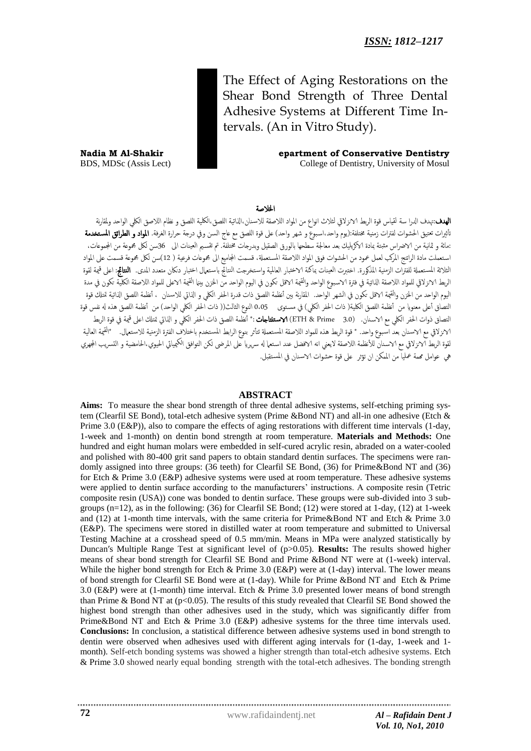***ISSN:* 1812–1217**

# The Effect of Aging Restorations on the Shear Bond Strength of Three Dental Adhesive Systems at Different Time Intervals. (An in Vitro Study).

**Nadia M Al-Shakir**
BDS, MDSc (Assis Lect)

**epartment of Conservative Dentistry**
College of Dentistry, University of Mosul

## الخلاصة

**الهدف**:تهدف الدراسة لقياس قوة الربط الانزلاقي لثلاث انواع من المواد اللاصقة للاسنان،الذاتية اللصق،الكلية اللصق و نظام اللاصق الكلي الواحد ولمقارنة تأثيرات تعتيق الحشوات لفترات زمنية مختلفة:(يوم واحد،اسبوع و شهر واحد) على قوة اللصق مع عاج السن وفي درجة حرارة الغرفة. **المواد و الطرائق المستخدمة**:مائة و ثمانية من الاضراس مثبتة بمادة الاكريليك بعد معالجة سطحها بالورق الصقيل وبدرجات مختلفة. تم تقسيم العينات الى 36سن لكل مجموعة من المجموعات، استعملت مادة الراتنج المركب لعمل عمود من الحشوات فوق المواد اللاصقة المستعملة، قسمت المجاميع الى مجموعات فرعية ( 12)سن لكل مجموعة قسمت على المواد الثلاثة المستعملة للفترات الزمنية المذكورة. اختبرت العينات بماكنة الاختبار العالمية واستخرجت النتائج باستعمال اختبار دنكان متعدد المدى. **النتائج**: اعلى قيمة لقوة الربط الانزلاقي للمواد اللاصقة الذاتية في فترة الاسبوع الواحد والقيمة الاقل تكون في اليوم الواحد من الخزن بينما القيمة الاعلى للمواد اللاصقة الكلية تكون في مدة اليوم الواحد من الخزن والقيمة الاقل تكون في الشهر الواحد. المقارنة بين أنظمة اللصق ذات قدرة الحفر الكلي و الذاتي للاسنان ، أنظمة اللصق الذاتية تمتلك قوة التصاق أعلى معنويا من أنظمة اللصق الكلية( ذات الحفر الكلي) في مستوى 0،05 النوع الثالث(( ذات الحفر الكلي الواحد) من أنظمة اللصق هذه له نفس قوة التصاق ذوات الحفر الكلي مع الاسنان. (ETH & Prime 3.0) **الاستنتاجات**:* أنظمة اللصق ذات الحفر الكلي و الذاتي تمتلك اعلى قيمة في قوة الربط الانزلاقي مع الاسنان بعد اسبوع واحد. * قوة الربط هذه للمواد اللاصقة المستعملة تتأثر بنوع الرابط المستخدم باختلاف الفترة الزمنية للاستعمال. *القيمة العالية لقوة الربط الانزلاقي للأنظمة اللاصقة مع الاسنان لايعني انه الافضل عند استعمالها له سريريا على المرضى لكن التوافق الكيميائي الحيوي،الحامضية و التسريب المجهري هي عوامل مهمة عمليا من الممكن ان تؤثر على قوة حشوات الاسنان في المستقبل.

## ABSTRACT

**Aims:** To measure the shear bond strength of three dental adhesive systems, self-etching priming system (Clearfil SE Bond), total-etch adhesive system (Prime &Bond NT) and all-in one adhesive (Etch & Prime 3.0 (E&P)), also to compare the effects of aging restorations with different time intervals (1-day, 1-week and 1-month) on dentin bond strength at room temperature. **Materials and Methods:** One hundred and eight human molars were embedded in self-cured acrylic resin, abraded on a water-cooled and polished with 80-400 grit sand papers to obtain standard dentin surfaces. The specimens were randomly assigned into three groups: (36 teeth) for Clearfil SE Bond, (36) for Prime&Bond NT and (36) for Etch & Prime 3.0 (E&P) adhesive systems were used at room temperature. These adhesive systems were applied to dentin surface according to the manufacturers' instructions. A composite resin (Tetric composite resin (USA)) cone was bonded to dentin surface. These groups were sub-divided into 3 subgroups (n=12), as in the following: (36) for Clearfil SE Bond; (12) were stored at 1-day, (12) at 1-week and (12) at 1-month time intervals, with the same criteria for Prime&Bond NT and Etch & Prime 3.0 (E&P). The specimens were stored in distilled water at room temperature and submitted to Universal Testing Machine at a crosshead speed of 0.5 mm/min. Means in MPa were analyzed statistically by Duncan′s Multiple Range Test at significant level of ($p>0.05$). **Results:** The results showed higher means of shear bond strength for Clearfil SE Bond and Prime &Bond NT were at (1-week) interval. While the higher bond strength for Etch & Prime 3.0 (E&P) were at (1-day) interval. The lower means of bond strength for Clearfil SE Bond were at (1-day). While for Prime &Bond NT and Etch & Prime 3.0 (E&P) were at (1-month) time interval. Etch & Prime 3.0 presented lower means of bond strength than Prime & Bond NT at ($p<0.05$). The results of this study revealed that Clearfil SE Bond showed the highest bond strength than other adhesives used in the study, which was significantly differ from Prime&Bond NT and Etch & Prime 3.0 (E&P) adhesive systems for the three time intervals used. **Conclusions:** In conclusion, a statistical difference between adhesive systems used in bond strength to dentin were observed when adhesives used with different aging intervals for (1-day, 1-week and 1-month). Self-etch bonding systems was showed a higher strength than total-etch adhesive systems. Etch & Prime 3.0 showed nearly equal bonding strength with the total-etch adhesives. The bonding strength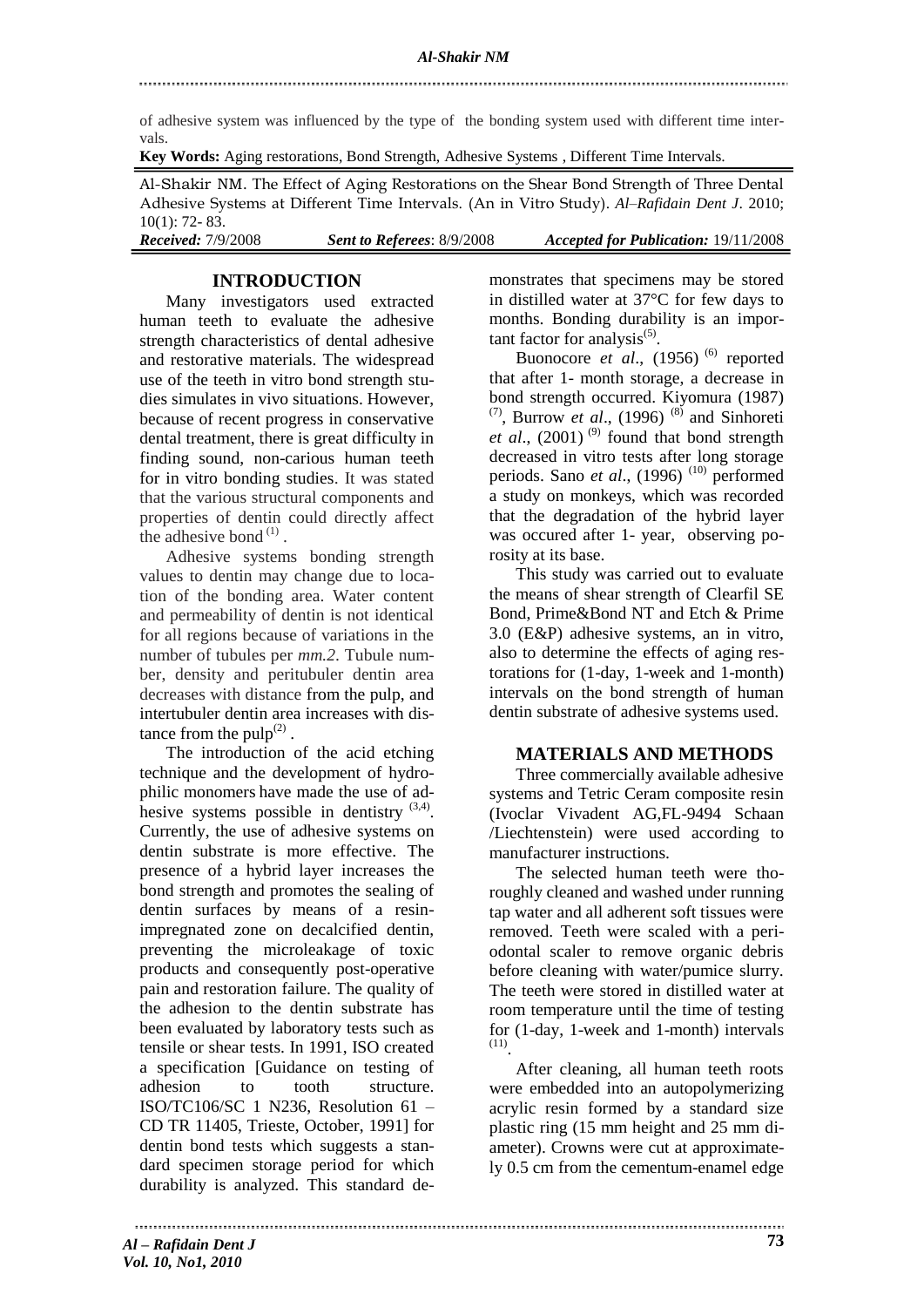of adhesive system was influenced by the type of the bonding system used with different time intervals.

**Key Words:** Aging restorations, Bond Strength, Adhesive Systems , Different Time Intervals.

Al-Shakir NM. The Effect of Aging Restorations on the Shear Bond Strength of Three Dental Adhesive Systems at Different Time Intervals. (An in Vitro Study). *Al–Rafidain Dent J*. 2010; 10(1): 72- 83.

*Received:* 7/9/2008 *Sent to Referees*: 8/9/2008 *Accepted for Publication:* 19/11/2008

## INTRODUCTION

Many investigators used extracted human teeth to evaluate the adhesive strength characteristics of dental adhesive and restorative materials. The widespread use of the teeth in vitro bond strength studies simulates in vivo situations. However, because of recent progress in conservative dental treatment, there is great difficulty in finding sound, non-carious human teeth for in vitro bonding studies. It was stated that the various structural components and properties of dentin could directly affect the adhesive bond [1] .

Adhesive systems bonding strength values to dentin may change due to location of the bonding area. Water content and permeability of dentin is not identical for all regions because of variations in the number of tubules per *mm.2*. Tubule number, density and peritubuler dentin area decreases with distance from the pulp, and intertubuler dentin area increases with distance from the pulp[2] .

The introduction of the acid etching technique and the development of hydrophilic monomers have made the use of adhesive systems possible in dentistry [3,4]. Currently, the use of adhesive systems on dentin substrate is more effective. The presence of a hybrid layer increases the bond strength and promotes the sealing of dentin surfaces by means of a resin-impregnated zone on decalcified dentin, preventing the microleakage of toxic products and consequently post-operative pain and restoration failure. The quality of the adhesion to the dentin substrate has been evaluated by laboratory tests such as tensile or shear tests. In 1991, ISO created a specification [Guidance on testing of adhesion to tooth structure. ISO/TC106/SC 1 N236, Resolution 61 – CD TR 11405, Trieste, October, 1991] for dentin bond tests which suggests a standard specimen storage period for which durability is analyzed. This standard demonstrates that specimens may be stored in distilled water at 37°C for few days to months. Bonding durability is an important factor for analysis[5].

Buonocore *et al*., (1956) [6] reported that after 1- month storage, a decrease in bond strength occurred. Kiyomura (1987) [7], Burrow *et al*., (1996) [8] and Sinhoreti *et al*., (2001) [9] found that bond strength decreased in vitro tests after long storage periods. Sano *et al*., (1996) [10] performed a study on monkeys, which was recorded that the degradation of the hybrid layer was occured after 1- year, observing porosity at its base.

This study was carried out to evaluate the means of shear strength of Clearfil SE Bond, Prime&Bond NT and Etch & Prime 3.0 (E&P) adhesive systems, an in vitro, also to determine the effects of aging restorations for (1-day, 1-week and 1-month) intervals on the bond strength of human dentin substrate of adhesive systems used.

## MATERIALS AND METHODS

Three commercially available adhesive systems and Tetric Ceram composite resin (Ivoclar Vivadent AG,FL-9494 Schaan /Liechtenstein) were used according to manufacturer instructions.

The selected human teeth were thoroughly cleaned and washed under running tap water and all adherent soft tissues were removed. Teeth were scaled with a periodontal scaler to remove organic debris before cleaning with water/pumice slurry. The teeth were stored in distilled water at room temperature until the time of testing for (1-day, 1-week and 1-month) intervals [11].

After cleaning, all human teeth roots were embedded into an autopolymerizing acrylic resin formed by a standard size plastic ring (15 mm height and 25 mm diameter). Crowns were cut at approximately 0.5 cm from the cementum-enamel edge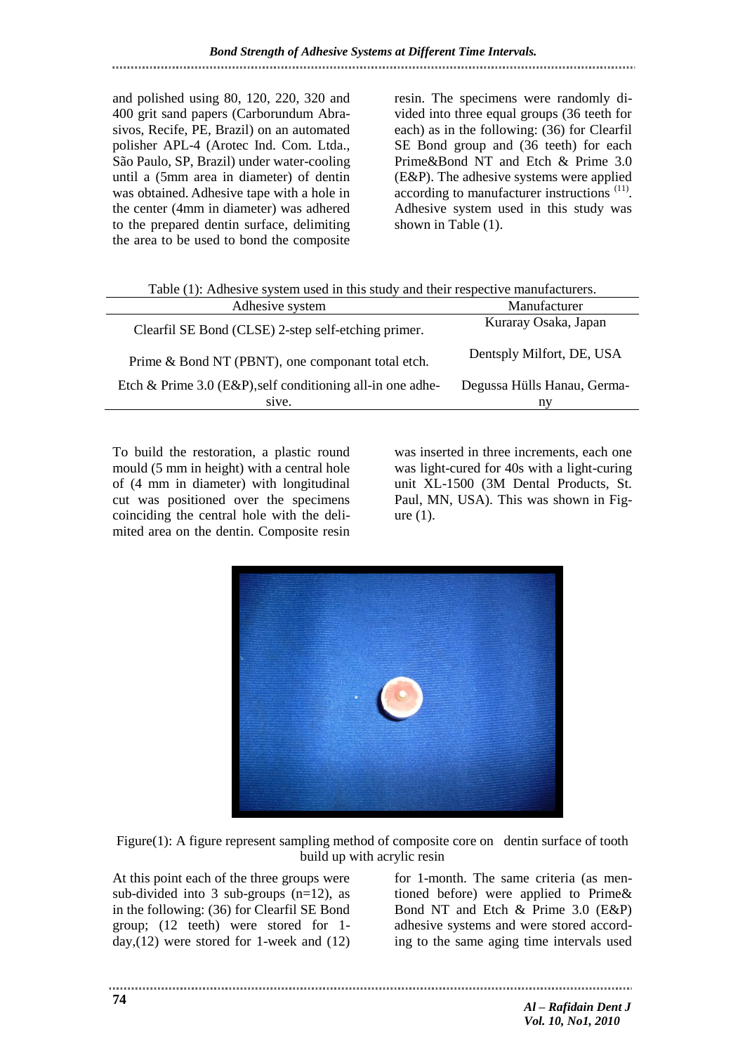and polished using 80, 120, 220, 320 and 400 grit sand papers (Carborundum Abrasivos, Recife, PE, Brazil) on an automated polisher APL-4 (Arotec Ind. Com. Ltda., São Paulo, SP, Brazil) under water-cooling until a (5mm area in diameter) of dentin was obtained. Adhesive tape with a hole in the center (4mm in diameter) was adhered to the prepared dentin surface, delimiting the area to be used to bond the composite resin. The specimens were randomly divided into three equal groups (36 teeth for each) as in the following: (36) for Clearfil SE Bond group and (36 teeth) for each Prime&Bond NT and Etch & Prime 3.0 (E&P). The adhesive systems were applied according to manufacturer instructions [11]. Adhesive system used in this study was shown in Table (1).

Table (1): Adhesive system used in this study and their respective manufacturers.

| Adhesive system | Manufacturer |
|---|---|
| Clearfil SE Bond (CLSE) 2-step self-etching primer. | Kuraray Osaka, Japan |
| Prime & Bond NT (PBNT), one componant total etch. | Dentsply Milfort, DE, USA |
| Etch & Prime 3.0 (E&P),self conditioning all-in one adhesive. | Degussa Hülls Hanau, Germany |

To build the restoration, a plastic round mould (5 mm in height) with a central hole of (4 mm in diameter) with longitudinal cut was positioned over the specimens coinciding the central hole with the delimited area on the dentin. Composite resin was inserted in three increments, each one was light-cured for 40s with a light-curing unit XL-1500 (3M Dental Products, St. Paul, MN, USA). This was shown in Figure (1).

Figure(1): A figure represent sampling method of composite core on dentin surface of tooth build up with acrylic resin

At this point each of the three groups were sub-divided into 3 sub-groups (n=12), as in the following: (36) for Clearfil SE Bond group; (12 teeth) were stored for 1-day,(12) were stored for 1-week and (12) for 1-month. The same criteria (as mentioned before) were applied to Prime& Bond NT and Etch & Prime 3.0 (E&P) adhesive systems and were stored according to the same aging time intervals used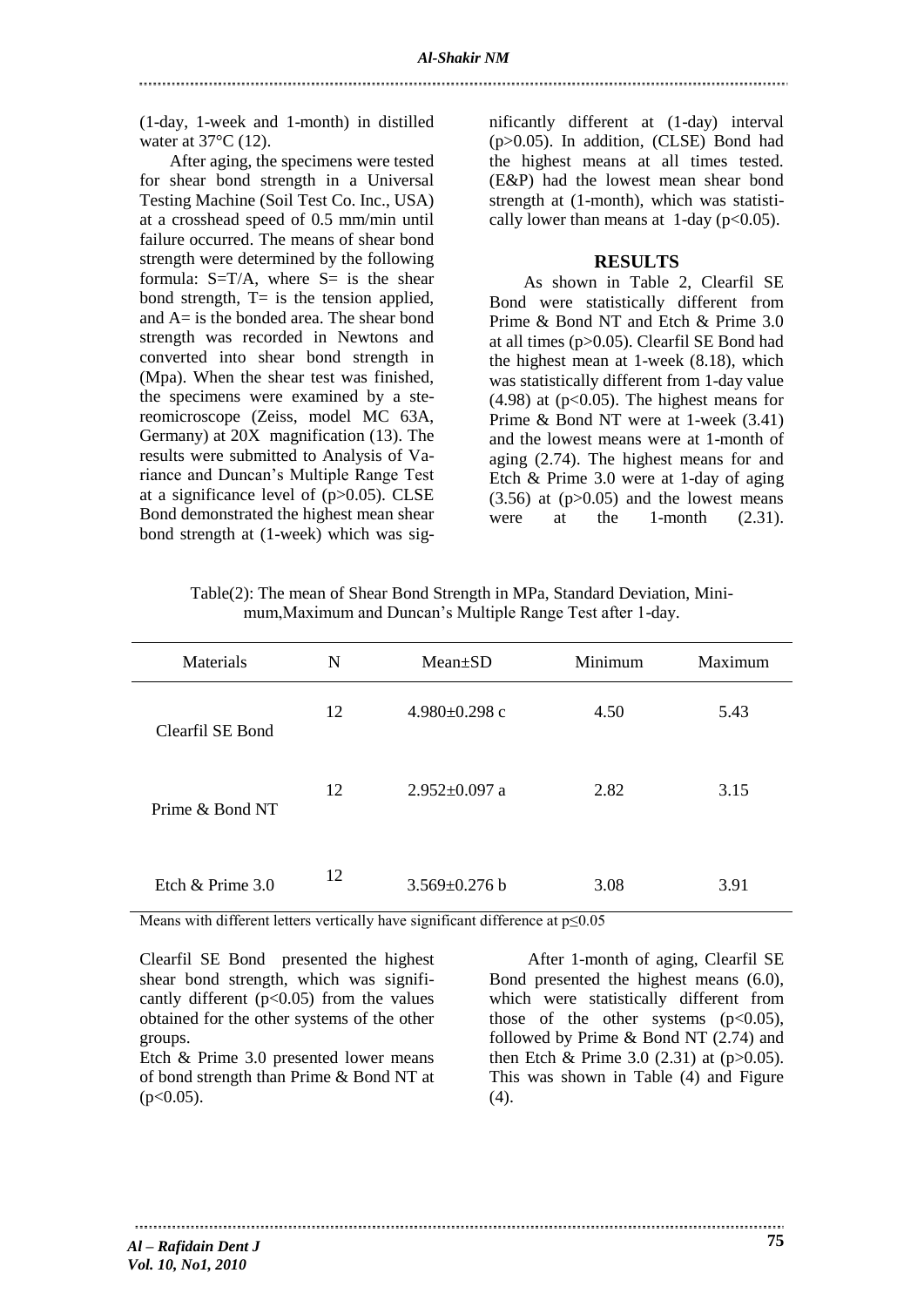(1-day, 1-week and 1-month) in distilled water at 37°C (12).

After aging, the specimens were tested for shear bond strength in a Universal Testing Machine (Soil Test Co. Inc., USA) at a crosshead speed of 0.5 mm/min until failure occurred. The means of shear bond strength were determined by the following formula: S=T/A, where S= is the shear bond strength, T= is the tension applied, and A= is the bonded area. The shear bond strength was recorded in Newtons and converted into shear bond strength in (Mpa). When the shear test was finished, the specimens were examined by a stereomicroscope (Zeiss, model MC 63A, Germany) at 20X magnification (13). The results were submitted to Analysis of Variance and Duncan's Multiple Range Test at a significance level of ($p>0.05$). CLSE Bond demonstrated the highest mean shear bond strength at (1-week) which was significantly different at (1-day) interval ($p>0.05$). In addition, (CLSE) Bond had the highest means at all times tested. (E&P) had the lowest mean shear bond strength at (1-month), which was statistically lower than means at 1-day ($p<0.05$).

## RESULTS

As shown in Table 2, Clearfil SE Bond were statistically different from Prime & Bond NT and Etch & Prime 3.0 at all times ($p>0.05$). Clearfil SE Bond had the highest mean at 1-week (8.18), which was statistically different from 1-day value (4.98) at ($p<0.05$). The highest means for Prime & Bond NT were at 1-week (3.41) and the lowest means were at 1-month of aging (2.74). The highest means for and Etch & Prime 3.0 were at 1-day of aging (3.56) at ($p>0.05$) and the lowest means were at the 1-month (2.31).

Table(2): The mean of Shear Bond Strength in MPa, Standard Deviation, Minimum,Maximum and Duncan's Multiple Range Test after 1-day.

| Materials | N | Mean±SD | Minimum | Maximum |
|---|---|---|---|---|
| Clearfil SE Bond | 12 | 4.980±0.298 c | 4.50 | 5.43 |
| Prime & Bond NT | 12 | 2.952±0.097 a | 2.82 | 3.15 |
| Etch & Prime 3.0 | 12 | 3.569±0.276 b | 3.08 | 3.91 |

Means with different letters vertically have significant difference at $p\leq0.05$

Clearfil SE Bond presented the highest shear bond strength, which was significantly different ($p<0.05$) from the values obtained for the other systems of the other groups.

Etch & Prime 3.0 presented lower means of bond strength than Prime & Bond NT at ($p<0.05$).

After 1-month of aging, Clearfil SE Bond presented the highest means (6.0), which were statistically different from those of the other systems ($p<0.05$), followed by Prime & Bond NT (2.74) and then Etch & Prime 3.0 (2.31) at ($p>0.05$). This was shown in Table (4) and Figure (4).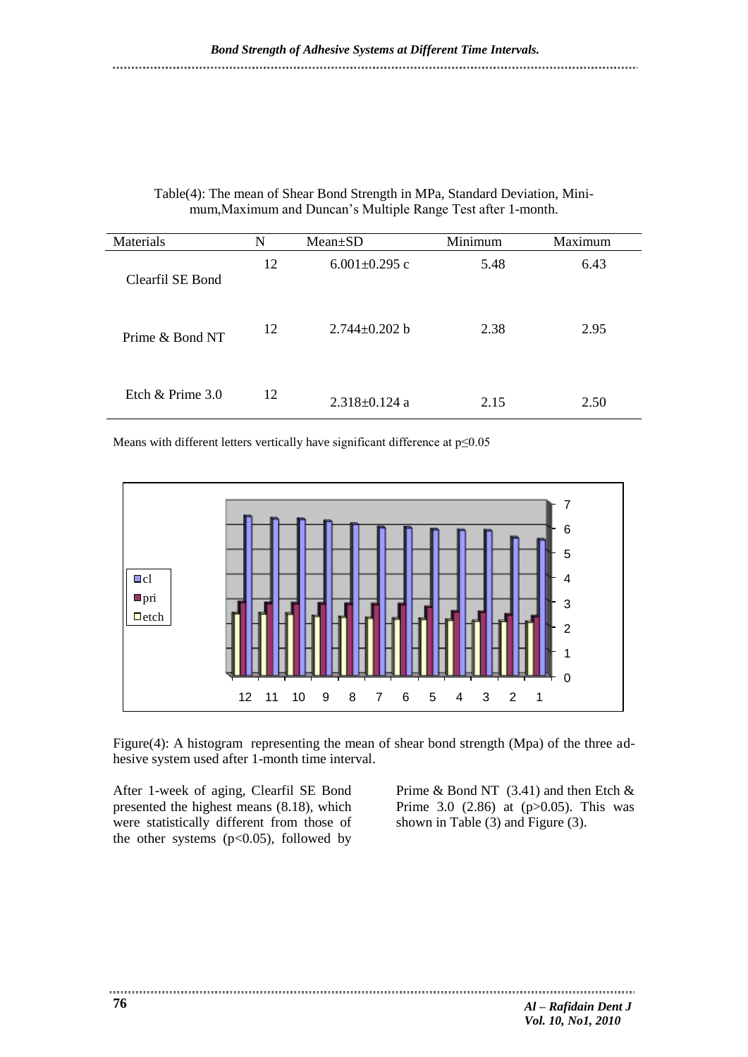Table(4): The mean of Shear Bond Strength in MPa, Standard Deviation, Minimum,Maximum and Duncan's Multiple Range Test after 1-month.

| Materials | N | Mean±SD | Minimum | Maximum |
|---|---|---|---|---|
| Clearfil SE Bond | 12 | 6.001±0.295 c | 5.48 | 6.43 |
| Prime & Bond NT | 12 | 2.744±0.202 b | 2.38 | 2.95 |
| Etch & Prime 3.0 | 12 | 2.318±0.124 a | 2.15 | 2.50 |

Means with different letters vertically have significant difference at p≤0.05

cl
pri
etch

7
6
5
4
3
2
1
0

12 11 10 9 8 7 6 5 4 3 2 1

Figure(4): A histogram representing the mean of shear bond strength (Mpa) of the three adhesive system used after 1-month time interval.

After 1-week of aging, Clearfil SE Bond presented the highest means (8.18), which were statistically different from those of the other systems ($p<0.05$), followed by Prime & Bond NT (3.41) and then Etch & Prime 3.0 (2.86) at ($p>0.05$). This was shown in Table (3) and Figure (3).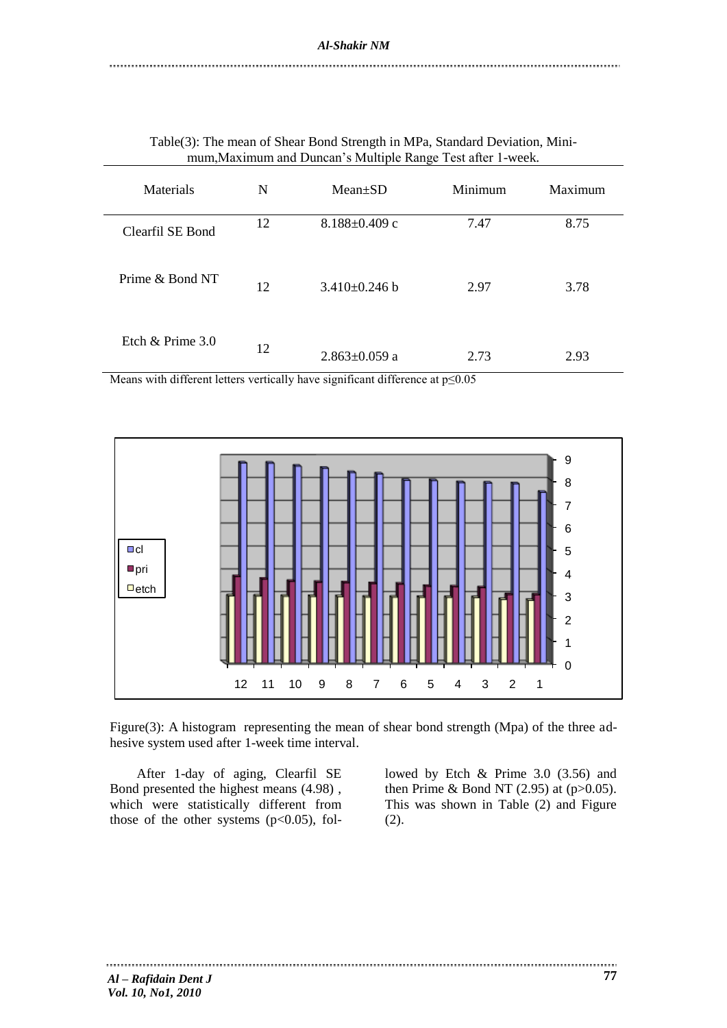Table(3): The mean of Shear Bond Strength in MPa, Standard Deviation, Minimum,Maximum and Duncan's Multiple Range Test after 1-week.

| Materials | N | Mean±SD | Minimum | Maximum |
|---|---|---|---|---|
| Clearfil SE Bond | 12 | 8.188±0.409 c | 7.47 | 8.75 |
| Prime & Bond NT | 12 | 3.410±0.246 b | 2.97 | 3.78 |
| Etch & Prime 3.0 | 12 | 2.863±0.059 a | 2.73 | 2.93 |

Means with different letters vertically have significant difference at $p \leq 0.05$

cl
pri
etch

9
8
7
6
5
4
3
2
1
0

12 11 10 9 8 7 6 5 4 3 2 1

Figure(3): A histogram representing the mean of shear bond strength (Mpa) of the three adhesive system used after 1-week time interval.

After 1-day of aging, Clearfil SE Bond presented the highest means (4.98) , which were statistically different from those of the other systems ($p<0.05$), followed by Etch & Prime 3.0 (3.56) and then Prime & Bond NT (2.95) at ($p>0.05$). This was shown in Table (2) and Figure (2).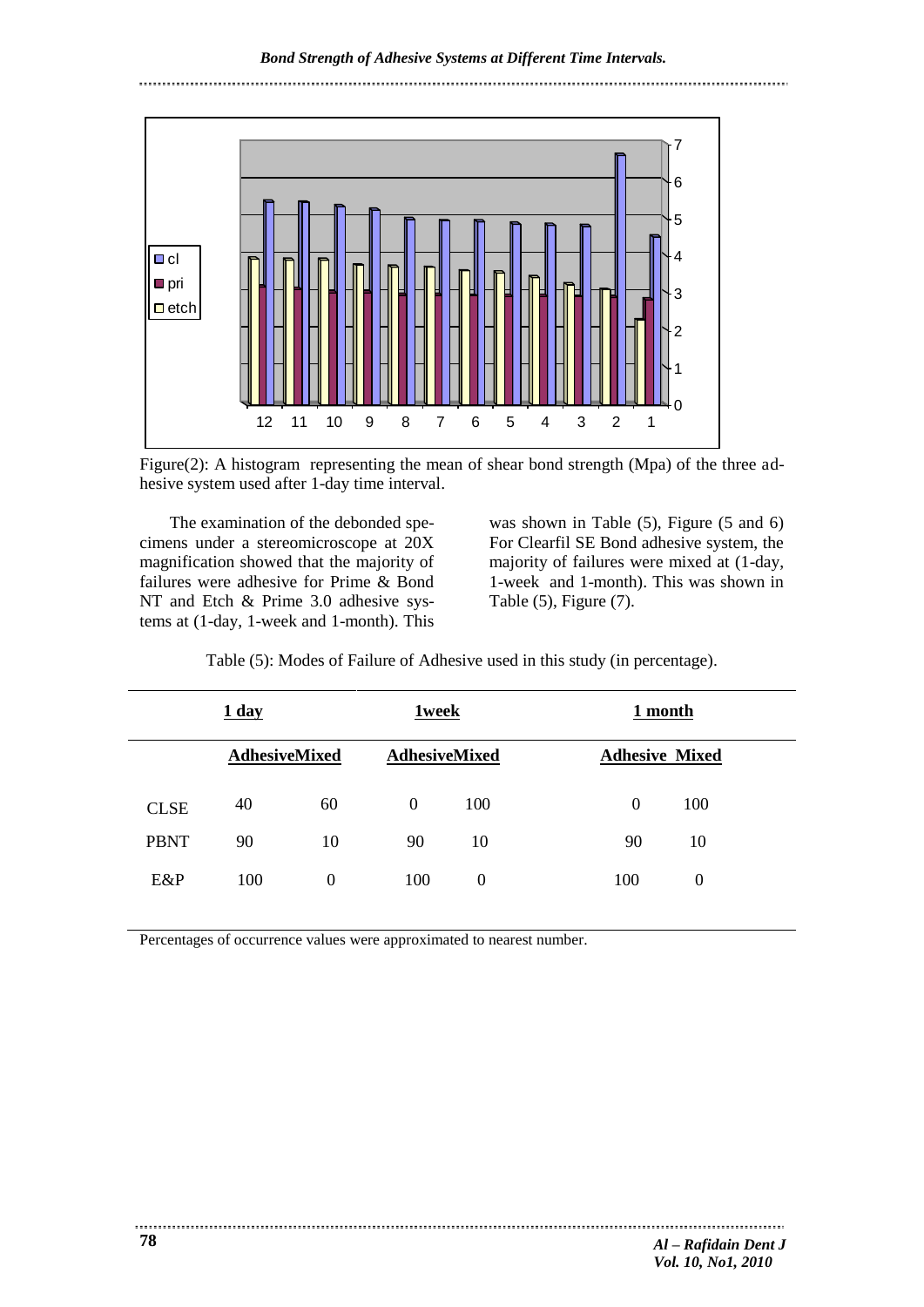7
6
5
4
3
2
1
0

12 11 10 9 8 7 6 5 4 3 2 1

cl
pri
etch

Figure(2): A histogram representing the mean of shear bond strength (Mpa) of the three adhesive system used after 1-day time interval.

The examination of the debonded specimens under a stereomicroscope at 20X magnification showed that the majority of failures were adhesive for Prime & Bond NT and Etch & Prime 3.0 adhesive systems at (1-day, 1-week and 1-month). This was shown in Table (5), Figure (5 and 6) For Clearfil SE Bond adhesive system, the majority of failures were mixed at (1-day, 1-week and 1-month). This was shown in Table (5), Figure (7).

Table (5): Modes of Failure of Adhesive used in this study (in percentage).

| | 1 day | | 1week | | 1 month | |
|---|---|---|---|---|---|---|
| | Adhesive | Mixed | Adhesive | Mixed | Adhesive | Mixed |
| CLSE | 40 | 60 | 0 | 100 | 0 | 100 |
| PBNT | 90 | 10 | 90 | 10 | 90 | 10 |
| E&P | 100 | 0 | 100 | 0 | 100 | 0 |

Percentages of occurrence values were approximated to nearest number.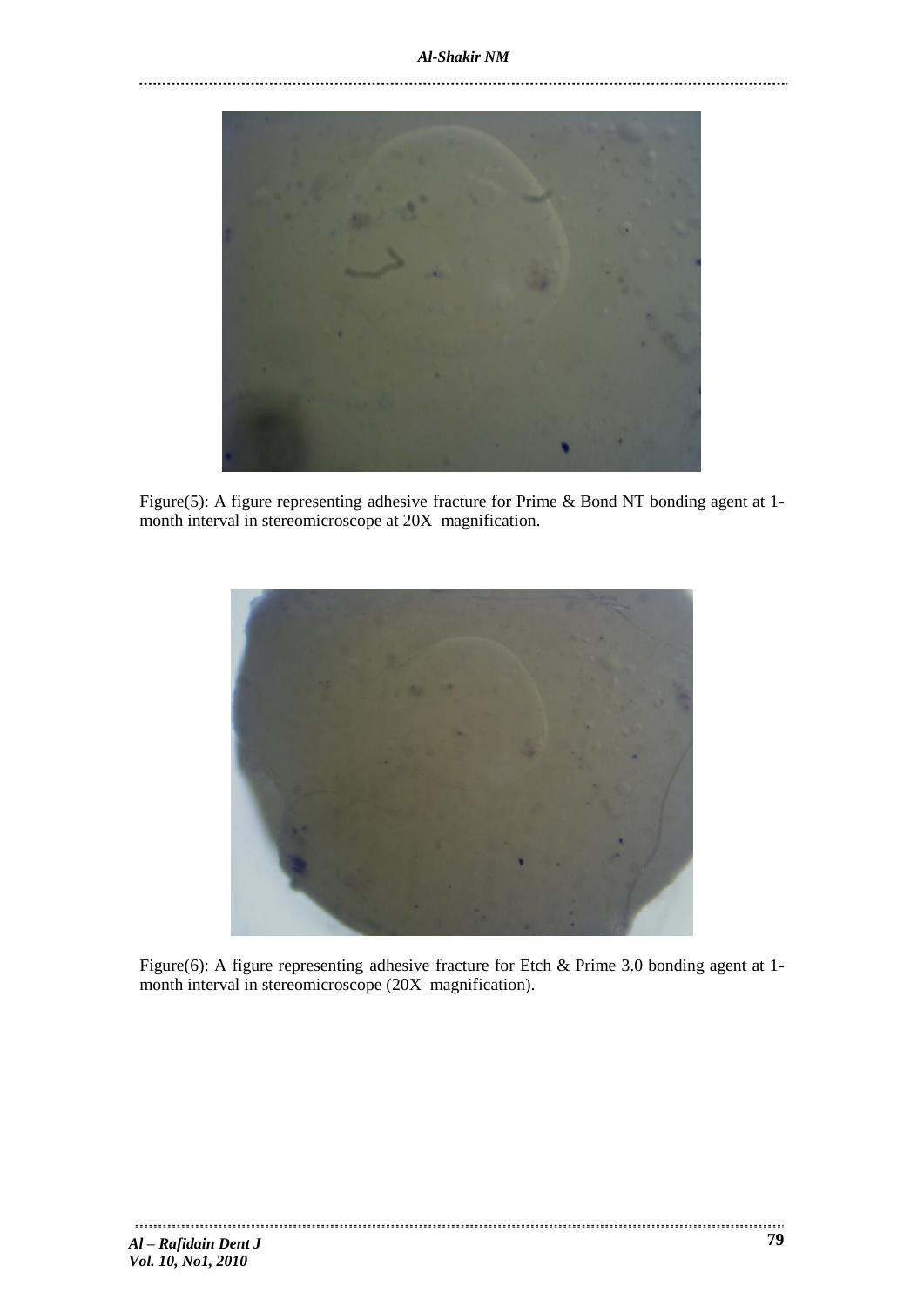Figure(5): A figure representing adhesive fracture for Prime & Bond NT bonding agent at 1-month interval in stereomicroscope at 20X magnification.

Figure(6): A figure representing adhesive fracture for Etch & Prime 3.0 bonding agent at 1-month interval in stereomicroscope (20X magnification).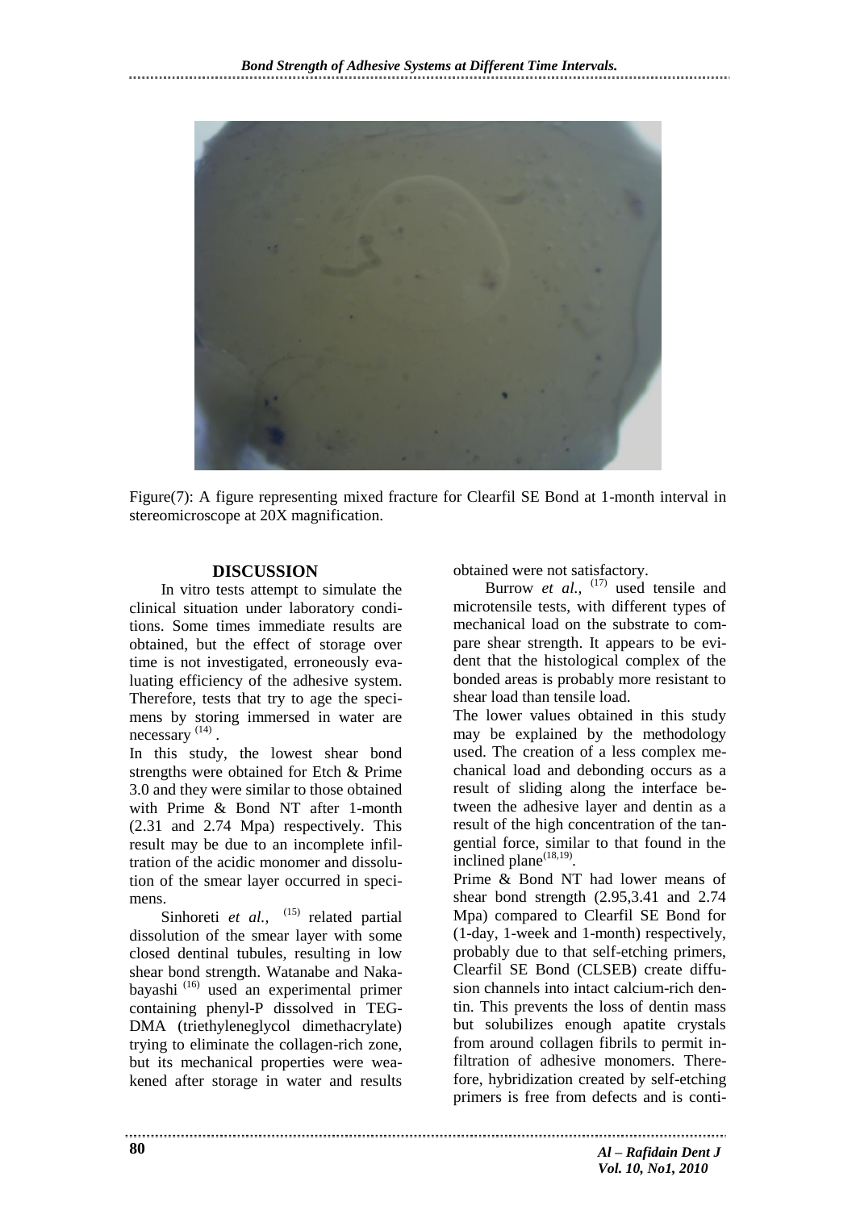Figure(7): A figure representing mixed fracture for Clearfil SE Bond at 1-month interval in stereomicroscope at 20X magnification.

## DISCUSSION

In vitro tests attempt to simulate the clinical situation under laboratory conditions. Some times immediate results are obtained, but the effect of storage over time is not investigated, erroneously evaluating efficiency of the adhesive system. Therefore, tests that try to age the specimens by storing immersed in water are necessary [14].

In this study, the lowest shear bond strengths were obtained for Etch & Prime 3.0 and they were similar to those obtained with Prime & Bond NT after 1-month (2.31 and 2.74 Mpa) respectively. This result may be due to an incomplete infiltration of the acidic monomer and dissolution of the smear layer occurred in specimens.

Sinhoreti *et al.,* [15] related partial dissolution of the smear layer with some closed dentinal tubules, resulting in low shear bond strength. Watanabe and Nakabayashi [16] used an experimental primer containing phenyl-P dissolved in TEG-DMA (triethyleneglycol dimethacrylate) trying to eliminate the collagen-rich zone, but its mechanical properties were weakened after storage in water and results obtained were not satisfactory.

Burrow *et al.,* [17] used tensile and microtensile tests, with different types of mechanical load on the substrate to compare shear strength. It appears to be evident that the histological complex of the bonded areas is probably more resistant to shear load than tensile load.

The lower values obtained in this study may be explained by the methodology used. The creation of a less complex mechanical load and debonding occurs as a result of sliding along the interface between the adhesive layer and dentin as a result of the high concentration of the tangential force, similar to that found in the inclined plane[18,19].

Prime & Bond NT had lower means of shear bond strength (2.95,3.41 and 2.74 Mpa) compared to Clearfil SE Bond for (1-day, 1-week and 1-month) respectively, probably due to that self-etching primers, Clearfil SE Bond (CLSEB) create diffusion channels into intact calcium-rich dentin. This prevents the loss of dentin mass but solubilizes enough apatite crystals from around collagen fibrils to permit infiltration of adhesive monomers. Therefore, hybridization created by self-etching primers is free from defects and is conti-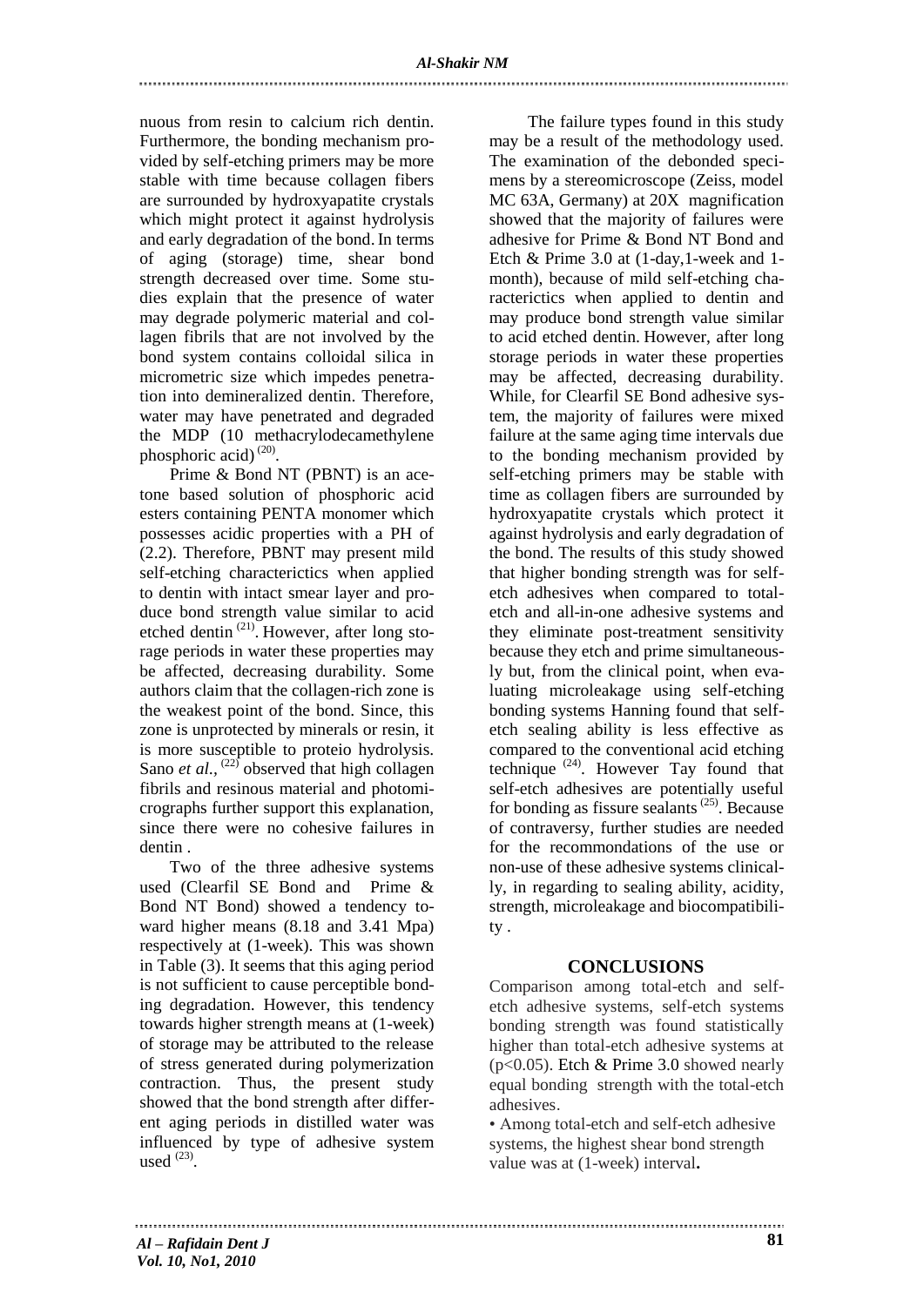nuous from resin to calcium rich dentin. Furthermore, the bonding mechanism provided by self-etching primers may be more stable with time because collagen fibers are surrounded by hydroxyapatite crystals which might protect it against hydrolysis and early degradation of the bond. In terms of aging (storage) time, shear bond strength decreased over time. Some studies explain that the presence of water may degrade polymeric material and collagen fibrils that are not involved by the bond system contains colloidal silica in micrometric size which impedes penetration into demineralized dentin. Therefore, water may have penetrated and degraded the MDP (10 methacrylodecamethylene phosphoric acid)[20].

Prime & Bond NT (PBNT) is an acetone based solution of phosphoric acid esters containing PENTA monomer which possesses acidic properties with a PH of (2.2). Therefore, PBNT may present mild self-etching charactericties when applied to dentin with intact smear layer and produce bond strength value similar to acid etched dentin[21]. However, after long storage periods in water these properties may be affected, decreasing durability. Some authors claim that the collagen-rich zone is the weakest point of the bond. Since, this zone is unprotected by minerals or resin, it is more susceptible to proteio hydrolysis. Sano *et al.,*[22] observed that high collagen fibrils and resinous material and photomicrographs further support this explanation, since there were no cohesive failures in dentin .

Two of the three adhesive systems used (Clearfil SE Bond and Prime & Bond NT Bond) showed a tendency toward higher means (8.18 and 3.41 Mpa) respectively at (1-week). This was shown in Table (3). It seems that this aging period is not sufficient to cause perceptible bonding degradation. However, this tendency towards higher strength means at (1-week) of storage may be attributed to the release of stress generated during polymerization contraction. Thus, the present study showed that the bond strength after different aging periods in distilled water was influenced by type of adhesive system used[23].

The failure types found in this study may be a result of the methodology used. The examination of the debonded specimens by a stereomicroscope (Zeiss, model MC 63A, Germany) at 20X magnification showed that the majority of failures were adhesive for Prime & Bond NT Bond and Etch & Prime 3.0 at (1-day,1-week and 1-month), because of mild self-etching charactericties when applied to dentin and may produce bond strength value similar to acid etched dentin. However, after long storage periods in water these properties may be affected, decreasing durability. While, for Clearfil SE Bond adhesive system, the majority of failures were mixed failure at the same aging time intervals due to the bonding mechanism provided by self-etching primers may be stable with time as collagen fibers are surrounded by hydroxyapatite crystals which protect it against hydrolysis and early degradation of the bond. The results of this study showed that higher bonding strength was for self-etch adhesives when compared to total-etch and all-in-one adhesive systems and they eliminate post-treatment sensitivity because they etch and prime simultaneously but, from the clinical point, when evaluating microleakage using self-etching bonding systems Hanning found that self-etch sealing ability is less effective as compared to the conventional acid etching technique[24]. However Tay found that self-etch adhesives are potentially useful for bonding as fissure sealants[25]. Because of contraversy, further studies are needed for the recommondations of the use or non-use of these adhesive systems clinically, in regarding to sealing ability, acidity, strength, microleakage and biocompatibility .

## CONCLUSIONS

Comparison among total-etch and self-etch adhesive systems, self-etch systems bonding strength was found statistically higher than total-etch adhesive systems at ($p<0.05$). Etch & Prime 3.0 showed nearly equal bonding strength with the total-etch adhesives.

- Among total-etch and self-etch adhesive systems, the highest shear bond strength value was at (1-week) interval**.**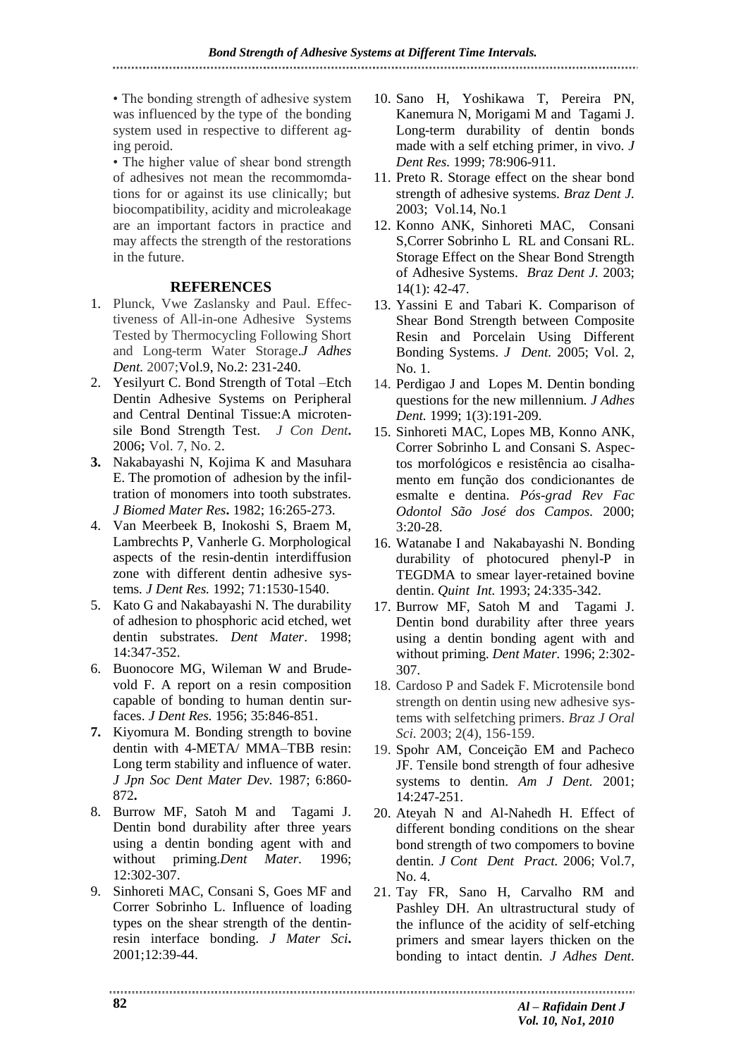• The bonding strength of adhesive system was influenced by the type of the bonding system used in respective to different aging peroid.

• The higher value of shear bond strength of adhesives not mean the recommomdations for or against its use clinically; but biocompatibility, acidity and microleakage are an important factors in practice and may affects the strength of the restorations in the future.

## REFERENCES

1. Plunck, Vwe Zaslansky and Paul. Effectiveness of All-in-one Adhesive Systems Tested by Thermocycling Following Short and Long-term Water Storage.*J Adhes Dent.* 2007;Vol.9, No.2: 231-240.
2. Yesilyurt C. Bond Strength of Total –Etch Dentin Adhesive Systems on Peripheral and Central Dentinal Tissue:A microtensile Bond Strength Test. *J Con Dent***.** 2006**;** Vol. 7, No. 2.
3. Nakabayashi N, Kojima K and Masuhara E. The promotion of adhesion by the infiltration of monomers into tooth substrates. *J Biomed Mater Res***.** 1982; 16:265-273.
4. Van Meerbeek B, Inokoshi S, Braem M, Lambrechts P, Vanherle G. Morphological aspects of the resin-dentin interdiffusion zone with different dentin adhesive systems*. J Dent Res.* 1992; 71:1530-1540.
5. Kato G and Nakabayashi N. The durability of adhesion to phosphoric acid etched, wet dentin substrates*. Dent Mater*. 1998; 14:347-352.
6. Buonocore MG, Wileman W and Brudevold F. A report on a resin composition capable of bonding to human dentin surfaces. *J Dent Res.* 1956; 35:846-851.
7. Kiyomura M. Bonding strength to bovine dentin with 4-META/ MMA–TBB resin: Long term stability and influence of water. *J Jpn Soc Dent Mater Dev.* 1987; 6:860-872**.**
8. Burrow MF, Satoh M and Tagami J. Dentin bond durability after three years using a dentin bonding agent with and without priming.*Dent Mater.* 1996; 12:302-307.
9. Sinhoreti MAC, Consani S, Goes MF and Correr Sobrinho L. Influence of loading types on the shear strength of the dentin-resin interface bonding. *J Mater Sci***.** 2001;12:39-44.
10. Sano H, Yoshikawa T, Pereira PN, Kanemura N, Morigami M and Tagami J. Long-term durability of dentin bonds made with a self etching primer, in vivo. *J Dent Res.* 1999; 78:906-911.
11. Preto R. Storage effect on the shear bond strength of adhesive systems*. Braz Dent J.* 2003; Vol.14, No.1
12. Konno ANK, Sinhoreti MAC, Consani S,Correr Sobrinho L RL and Consani RL. Storage Effect on the Shear Bond Strength of Adhesive Systems. *Braz Dent J.* 2003; 14(1): 42-47.
13. Yassini E and Tabari K. Comparison of Shear Bond Strength between Composite Resin and Porcelain Using Different Bonding Systems. *J Dent.* 2005; Vol. 2, No. 1.
14. Perdigao J and Lopes M. Dentin bonding questions for the new millennium*. J Adhes Dent.* 1999; 1(3):191-209.
15. Sinhoreti MAC, Lopes MB, Konno ANK, Correr Sobrinho L and Consani S. Aspectos morfológicos e resistência ao cisalhamento em função dos condicionantes de esmalte e dentina. *Pós-grad Rev Fac Odontol São José dos Campos.* 2000; 3:20-28.
16. Watanabe I and Nakabayashi N. Bonding durability of photocured phenyl-P in TEGDMA to smear layer-retained bovine dentin. *Quint Int.* 1993; 24:335-342.
17. Burrow MF, Satoh M and Tagami J. Dentin bond durability after three years using a dentin bonding agent with and without priming*. Dent Mater.* 1996; 2:302-307.
18. Cardoso P and Sadek F. Microtensile bond strength on dentin using new adhesive systems with selfetching primers. *Braz J Oral Sci.* 2003; 2(4), 156-159.
19. Spohr AM, Conceição EM and Pacheco JF. Tensile bond strength of four adhesive systems to dentin. *Am J Dent.* 2001; 14:247-251.
20. Ateyah N and Al-Nahedh H. Effect of different bonding conditions on the shear bond strength of two compomers to bovine dentin*. J Cont Dent Pract.* 2006; Vol.7, No. 4.
21. Tay FR, Sano H, Carvalho RM and Pashley DH. An ultrastructural study of the influnce of the acidity of self-etching primers and smear layers thicken on the bonding to intact dentin. *J Adhes Dent.*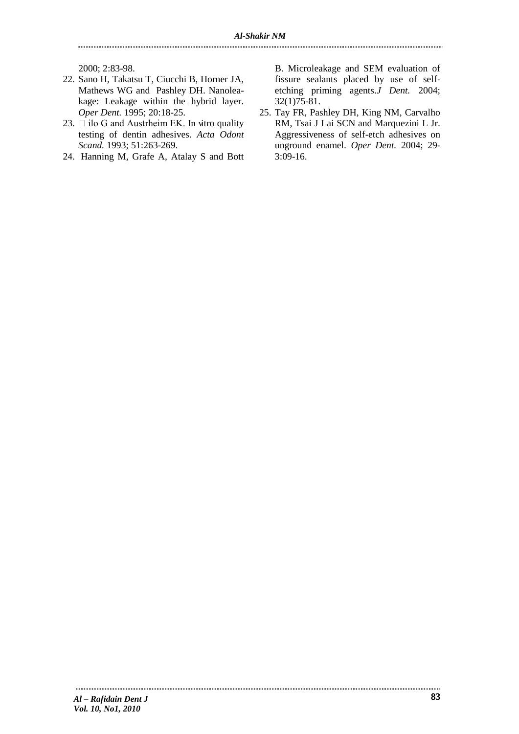2000; 2:83-98.

22. Sano H, Takatsu T, Ciucchi B, Horner JA, Mathews WG and Pashley DH. Nanoleakage: Leakage within the hybrid layer. *Oper Dent.* 1995; 20:18-25.
23. ilo G and Austrheim EK. In vitro quality testing of dentin adhesives. *Acta Odont Scand.* 1993; 51:263-269.
24. Hanning M, Grafe A, Atalay S and Bott B. Microleakage and SEM evaluation of fissure sealants placed by use of self-etching priming agents.*J Dent.* 2004; 32(1)75-81.
25. Tay FR, Pashley DH, King NM, Carvalho RM, Tsai J Lai SCN and Marquezini L Jr. Aggressiveness of self-etch adhesives on unground enamel. *Oper Dent.* 2004; 29-3:09-16.